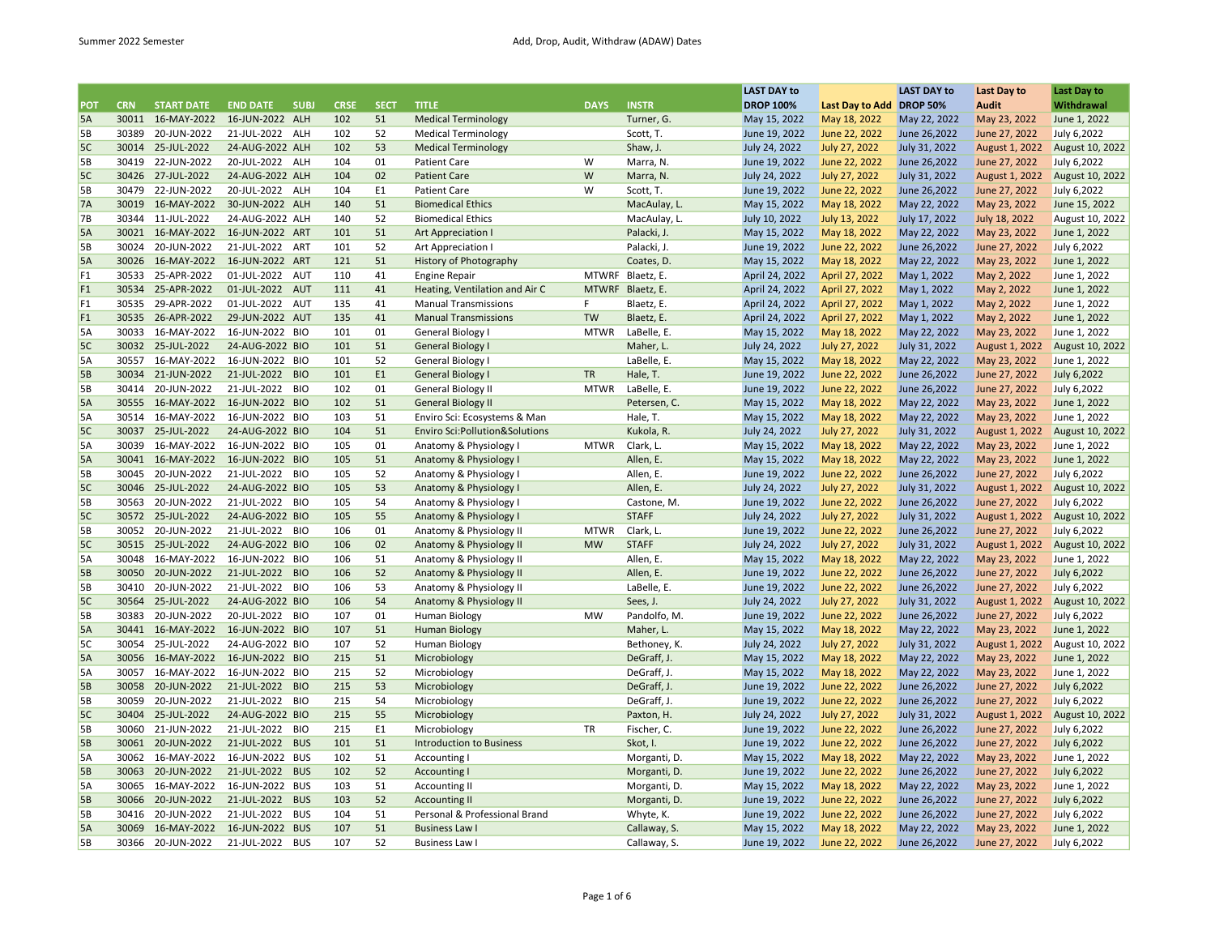| POT | CRN | START DATE | END DATE | SUBJ | CRSE | SECT | TITLE | DAYS | INSTR | LAST DAY to DROP 100% | Last Day to Add | LAST DAY to DROP 50% | Last Day to Audit | Last Day to Withdrawal |
|---|---|---|---|---|---|---|---|---|---|---|---|---|---|---|
| 5A | 30011 | 16-MAY-2022 | 16-JUN-2022 | ALH | 102 | 51 | Medical Terminology | | Turner, G. | May 15, 2022 | May 18, 2022 | May 22, 2022 | May 23, 2022 | June 1, 2022 |
| 5B | 30389 | 20-JUN-2022 | 21-JUL-2022 | ALH | 102 | 52 | Medical Terminology | | Scott, T. | June 19, 2022 | June 22, 2022 | June 26,2022 | June 27, 2022 | July 6,2022 |
| 5C | 30014 | 25-JUL-2022 | 24-AUG-2022 | ALH | 102 | 53 | Medical Terminology | | Shaw, J. | July 24, 2022 | July 27, 2022 | July 31, 2022 | August 1, 2022 | August 10, 2022 |
| 5B | 30419 | 22-JUN-2022 | 20-JUL-2022 | ALH | 104 | 01 | Patient Care | W | Marra, N. | June 19, 2022 | June 22, 2022 | June 26,2022 | June 27, 2022 | July 6,2022 |
| 5C | 30426 | 27-JUL-2022 | 24-AUG-2022 | ALH | 104 | 02 | Patient Care | W | Marra, N. | July 24, 2022 | July 27, 2022 | July 31, 2022 | August 1, 2022 | August 10, 2022 |
| 5B | 30479 | 22-JUN-2022 | 20-JUL-2022 | ALH | 104 | E1 | Patient Care | W | Scott, T. | June 19, 2022 | June 22, 2022 | June 26,2022 | June 27, 2022 | July 6,2022 |
| 7A | 30019 | 16-MAY-2022 | 30-JUN-2022 | ALH | 140 | 51 | Biomedical Ethics | | MacAulay, L. | May 15, 2022 | May 18, 2022 | May 22, 2022 | May 23, 2022 | June 15, 2022 |
| 7B | 30344 | 11-JUL-2022 | 24-AUG-2022 | ALH | 140 | 52 | Biomedical Ethics | | MacAulay, L. | July 10, 2022 | July 13, 2022 | July 17, 2022 | July 18, 2022 | August 10, 2022 |
| 5A | 30021 | 16-MAY-2022 | 16-JUN-2022 | ART | 101 | 51 | Art Appreciation I | | Palacki, J. | May 15, 2022 | May 18, 2022 | May 22, 2022 | May 23, 2022 | June 1, 2022 |
| 5B | 30024 | 20-JUN-2022 | 21-JUL-2022 | ART | 101 | 52 | Art Appreciation I | | Palacki, J. | June 19, 2022 | June 22, 2022 | June 26,2022 | June 27, 2022 | July 6,2022 |
| 5A | 30026 | 16-MAY-2022 | 16-JUN-2022 | ART | 121 | 51 | History of Photography | | Coates, D. | May 15, 2022 | May 18, 2022 | May 22, 2022 | May 23, 2022 | June 1, 2022 |
| F1 | 30533 | 25-APR-2022 | 01-JUL-2022 | AUT | 110 | 41 | Engine Repair | MTWRF | Blaetz, E. | April 24, 2022 | April 27, 2022 | May 1, 2022 | May 2, 2022 | June 1, 2022 |
| F1 | 30534 | 25-APR-2022 | 01-JUL-2022 | AUT | 111 | 41 | Heating, Ventilation and Air C | MTWRF | Blaetz, E. | April 24, 2022 | April 27, 2022 | May 1, 2022 | May 2, 2022 | June 1, 2022 |
| F1 | 30535 | 29-APR-2022 | 01-JUL-2022 | AUT | 135 | 41 | Manual Transmissions | F | Blaetz, E. | April 24, 2022 | April 27, 2022 | May 1, 2022 | May 2, 2022 | June 1, 2022 |
| F1 | 30535 | 26-APR-2022 | 29-JUN-2022 | AUT | 135 | 41 | Manual Transmissions | TW | Blaetz, E. | April 24, 2022 | April 27, 2022 | May 1, 2022 | May 2, 2022 | June 1, 2022 |
| 5A | 30033 | 16-MAY-2022 | 16-JUN-2022 | BIO | 101 | 01 | General Biology I | MTWR | LaBelle, E. | May 15, 2022 | May 18, 2022 | May 22, 2022 | May 23, 2022 | June 1, 2022 |
| 5C | 30032 | 25-JUL-2022 | 24-AUG-2022 | BIO | 101 | 51 | General Biology I | | Maher, L. | July 24, 2022 | July 27, 2022 | July 31, 2022 | August 1, 2022 | August 10, 2022 |
| 5A | 30557 | 16-MAY-2022 | 16-JUN-2022 | BIO | 101 | 52 | General Biology I | | LaBelle, E. | May 15, 2022 | May 18, 2022 | May 22, 2022 | May 23, 2022 | June 1, 2022 |
| 5B | 30034 | 21-JUN-2022 | 21-JUL-2022 | BIO | 101 | E1 | General Biology I | TR | Hale, T. | June 19, 2022 | June 22, 2022 | June 26,2022 | June 27, 2022 | July 6,2022 |
| 5B | 30414 | 20-JUN-2022 | 21-JUL-2022 | BIO | 102 | 01 | General Biology II | MTWR | LaBelle, E. | June 19, 2022 | June 22, 2022 | June 26,2022 | June 27, 2022 | July 6,2022 |
| 5A | 30555 | 16-MAY-2022 | 16-JUN-2022 | BIO | 102 | 51 | General Biology II | | Petersen, C. | May 15, 2022 | May 18, 2022 | May 22, 2022 | May 23, 2022 | June 1, 2022 |
| 5A | 30514 | 16-MAY-2022 | 16-JUN-2022 | BIO | 103 | 51 | Enviro Sci: Ecosystems & Man | | Hale, T. | May 15, 2022 | May 18, 2022 | May 22, 2022 | May 23, 2022 | June 1, 2022 |
| 5C | 30037 | 25-JUL-2022 | 24-AUG-2022 | BIO | 104 | 51 | Enviro Sci:Pollution&Solutions | | Kukola, R. | July 24, 2022 | July 27, 2022 | July 31, 2022 | August 1, 2022 | August 10, 2022 |
| 5A | 30039 | 16-MAY-2022 | 16-JUN-2022 | BIO | 105 | 01 | Anatomy & Physiology I | MTWR | Clark, L. | May 15, 2022 | May 18, 2022 | May 22, 2022 | May 23, 2022 | June 1, 2022 |
| 5A | 30041 | 16-MAY-2022 | 16-JUN-2022 | BIO | 105 | 51 | Anatomy & Physiology I | | Allen, E. | May 15, 2022 | May 18, 2022 | May 22, 2022 | May 23, 2022 | June 1, 2022 |
| 5B | 30045 | 20-JUN-2022 | 21-JUL-2022 | BIO | 105 | 52 | Anatomy & Physiology I | | Allen, E. | June 19, 2022 | June 22, 2022 | June 26,2022 | June 27, 2022 | July 6,2022 |
| 5C | 30046 | 25-JUL-2022 | 24-AUG-2022 | BIO | 105 | 53 | Anatomy & Physiology I | | Allen, E. | July 24, 2022 | July 27, 2022 | July 31, 2022 | August 1, 2022 | August 10, 2022 |
| 5B | 30563 | 20-JUN-2022 | 21-JUL-2022 | BIO | 105 | 54 | Anatomy & Physiology I | | Castone, M. | June 19, 2022 | June 22, 2022 | June 26,2022 | June 27, 2022 | July 6,2022 |
| 5C | 30572 | 25-JUL-2022 | 24-AUG-2022 | BIO | 105 | 55 | Anatomy & Physiology I | | STAFF | July 24, 2022 | July 27, 2022 | July 31, 2022 | August 1, 2022 | August 10, 2022 |
| 5B | 30052 | 20-JUN-2022 | 21-JUL-2022 | BIO | 106 | 01 | Anatomy & Physiology II | MTWR | Clark, L. | June 19, 2022 | June 22, 2022 | June 26,2022 | June 27, 2022 | July 6,2022 |
| 5C | 30515 | 25-JUL-2022 | 24-AUG-2022 | BIO | 106 | 02 | Anatomy & Physiology II | MW | STAFF | July 24, 2022 | July 27, 2022 | July 31, 2022 | August 1, 2022 | August 10, 2022 |
| 5A | 30048 | 16-MAY-2022 | 16-JUN-2022 | BIO | 106 | 51 | Anatomy & Physiology II | | Allen, E. | May 15, 2022 | May 18, 2022 | May 22, 2022 | May 23, 2022 | June 1, 2022 |
| 5B | 30050 | 20-JUN-2022 | 21-JUL-2022 | BIO | 106 | 52 | Anatomy & Physiology II | | Allen, E. | June 19, 2022 | June 22, 2022 | June 26,2022 | June 27, 2022 | July 6,2022 |
| 5B | 30410 | 20-JUN-2022 | 21-JUL-2022 | BIO | 106 | 53 | Anatomy & Physiology II | | LaBelle, E. | June 19, 2022 | June 22, 2022 | June 26,2022 | June 27, 2022 | July 6,2022 |
| 5C | 30564 | 25-JUL-2022 | 24-AUG-2022 | BIO | 106 | 54 | Anatomy & Physiology II | | Sees, J. | July 24, 2022 | July 27, 2022 | July 31, 2022 | August 1, 2022 | August 10, 2022 |
| 5B | 30383 | 20-JUN-2022 | 20-JUL-2022 | BIO | 107 | 01 | Human Biology | MW | Pandolfo, M. | June 19, 2022 | June 22, 2022 | June 26,2022 | June 27, 2022 | July 6,2022 |
| 5A | 30441 | 16-MAY-2022 | 16-JUN-2022 | BIO | 107 | 51 | Human Biology | | Maher, L. | May 15, 2022 | May 18, 2022 | May 22, 2022 | May 23, 2022 | June 1, 2022 |
| 5C | 30054 | 25-JUL-2022 | 24-AUG-2022 | BIO | 107 | 52 | Human Biology | | Bethoney, K. | July 24, 2022 | July 27, 2022 | July 31, 2022 | August 1, 2022 | August 10, 2022 |
| 5A | 30056 | 16-MAY-2022 | 16-JUN-2022 | BIO | 215 | 51 | Microbiology | | DeGraff, J. | May 15, 2022 | May 18, 2022 | May 22, 2022 | May 23, 2022 | June 1, 2022 |
| 5A | 30057 | 16-MAY-2022 | 16-JUN-2022 | BIO | 215 | 52 | Microbiology | | DeGraff, J. | May 15, 2022 | May 18, 2022 | May 22, 2022 | May 23, 2022 | June 1, 2022 |
| 5B | 30058 | 20-JUN-2022 | 21-JUL-2022 | BIO | 215 | 53 | Microbiology | | DeGraff, J. | June 19, 2022 | June 22, 2022 | June 26,2022 | June 27, 2022 | July 6,2022 |
| 5B | 30059 | 20-JUN-2022 | 21-JUL-2022 | BIO | 215 | 54 | Microbiology | | DeGraff, J. | June 19, 2022 | June 22, 2022 | June 26,2022 | June 27, 2022 | July 6,2022 |
| 5C | 30404 | 25-JUL-2022 | 24-AUG-2022 | BIO | 215 | 55 | Microbiology | | Paxton, H. | July 24, 2022 | July 27, 2022 | July 31, 2022 | August 1, 2022 | August 10, 2022 |
| 5B | 30060 | 21-JUN-2022 | 21-JUL-2022 | BIO | 215 | E1 | Microbiology | TR | Fischer, C. | June 19, 2022 | June 22, 2022 | June 26,2022 | June 27, 2022 | July 6,2022 |
| 5B | 30061 | 20-JUN-2022 | 21-JUL-2022 | BUS | 101 | 51 | Introduction to Business | | Skot, I. | June 19, 2022 | June 22, 2022 | June 26,2022 | June 27, 2022 | July 6,2022 |
| 5A | 30062 | 16-MAY-2022 | 16-JUN-2022 | BUS | 102 | 51 | Accounting I | | Morganti, D. | May 15, 2022 | May 18, 2022 | May 22, 2022 | May 23, 2022 | June 1, 2022 |
| 5B | 30063 | 20-JUN-2022 | 21-JUL-2022 | BUS | 102 | 52 | Accounting I | | Morganti, D. | June 19, 2022 | June 22, 2022 | June 26,2022 | June 27, 2022 | July 6,2022 |
| 5A | 30065 | 16-MAY-2022 | 16-JUN-2022 | BUS | 103 | 51 | Accounting II | | Morganti, D. | May 15, 2022 | May 18, 2022 | May 22, 2022 | May 23, 2022 | June 1, 2022 |
| 5B | 30066 | 20-JUN-2022 | 21-JUL-2022 | BUS | 103 | 52 | Accounting II | | Morganti, D. | June 19, 2022 | June 22, 2022 | June 26,2022 | June 27, 2022 | July 6,2022 |
| 5B | 30416 | 20-JUN-2022 | 21-JUL-2022 | BUS | 104 | 51 | Personal & Professional Brand | | Whyte, K. | June 19, 2022 | June 22, 2022 | June 26,2022 | June 27, 2022 | July 6,2022 |
| 5A | 30069 | 16-MAY-2022 | 16-JUN-2022 | BUS | 107 | 51 | Business Law I | | Callaway, S. | May 15, 2022 | May 18, 2022 | May 22, 2022 | May 23, 2022 | June 1, 2022 |
| 5B | 30366 | 20-JUN-2022 | 21-JUL-2022 | BUS | 107 | 52 | Business Law I | | Callaway, S. | June 19, 2022 | June 22, 2022 | June 26,2022 | June 27, 2022 | July 6,2022 |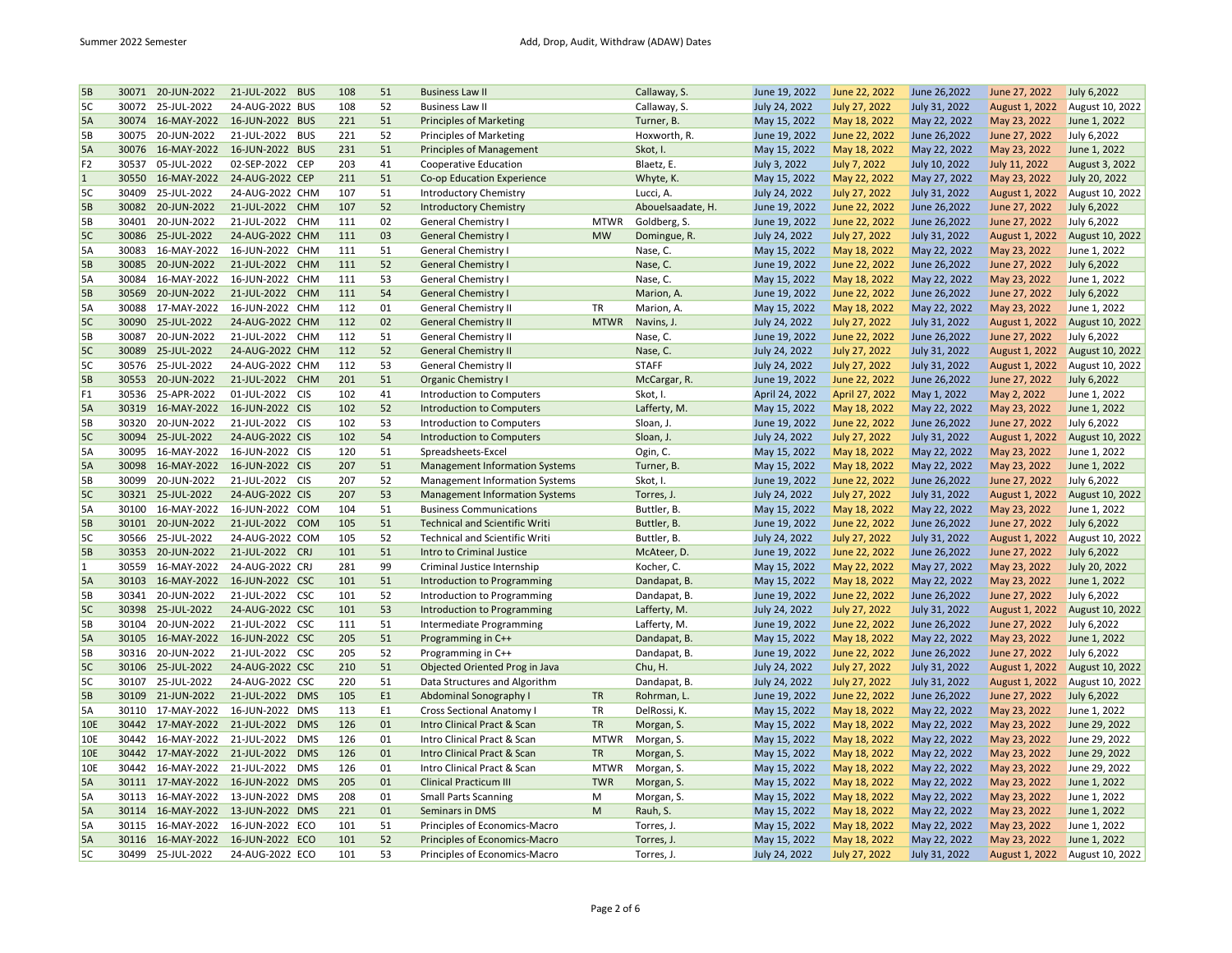| | | | | | | | | | | | | | | |
|---|---|---|---|---|---|---|---|---|---|---|---|---|---|---|
| 5B | 30071 | 20-JUN-2022 | 21-JUL-2022 | BUS | 108 | 51 | Business Law II | | Callaway, S. | June 19, 2022 | June 22, 2022 | June 26,2022 | June 27, 2022 | July 6,2022 |
| 5C | 30072 | 25-JUL-2022 | 24-AUG-2022 | BUS | 108 | 52 | Business Law II | | Callaway, S. | July 24, 2022 | July 27, 2022 | July 31, 2022 | August 1, 2022 | August 10, 2022 |
| 5A | 30074 | 16-MAY-2022 | 16-JUN-2022 | BUS | 221 | 51 | Principles of Marketing | | Turner, B. | May 15, 2022 | May 18, 2022 | May 22, 2022 | May 23, 2022 | June 1, 2022 |
| 5B | 30075 | 20-JUN-2022 | 21-JUL-2022 | BUS | 221 | 52 | Principles of Marketing | | Hoxworth, R. | June 19, 2022 | June 22, 2022 | June 26,2022 | June 27, 2022 | July 6,2022 |
| 5A | 30076 | 16-MAY-2022 | 16-JUN-2022 | BUS | 231 | 51 | Principles of Management | | Skot, I. | May 15, 2022 | May 18, 2022 | May 22, 2022 | May 23, 2022 | June 1, 2022 |
| F2 | 30537 | 05-JUL-2022 | 02-SEP-2022 | CEP | 203 | 41 | Cooperative Education | | Blaetz, E. | July 3, 2022 | July 7, 2022 | July 10, 2022 | July 11, 2022 | August 3, 2022 |
| 1 | 30550 | 16-MAY-2022 | 24-AUG-2022 | CEP | 211 | 51 | Co-op Education Experience | | Whyte, K. | May 15, 2022 | May 22, 2022 | May 27, 2022 | May 23, 2022 | July 20, 2022 |
| 5C | 30409 | 25-JUL-2022 | 24-AUG-2022 | CHM | 107 | 51 | Introductory Chemistry | | Lucci, A. | July 24, 2022 | July 27, 2022 | July 31, 2022 | August 1, 2022 | August 10, 2022 |
| 5B | 30082 | 20-JUN-2022 | 21-JUL-2022 | CHM | 107 | 52 | Introductory Chemistry | | Abouelsaadate, H. | June 19, 2022 | June 22, 2022 | June 26,2022 | June 27, 2022 | July 6,2022 |
| 5B | 30401 | 20-JUN-2022 | 21-JUL-2022 | CHM | 111 | 02 | General Chemistry I | MTWR | Goldberg, S. | June 19, 2022 | June 22, 2022 | June 26,2022 | June 27, 2022 | July 6,2022 |
| 5C | 30086 | 25-JUL-2022 | 24-AUG-2022 | CHM | 111 | 03 | General Chemistry I | MW | Domingue, R. | July 24, 2022 | July 27, 2022 | July 31, 2022 | August 1, 2022 | August 10, 2022 |
| 5A | 30083 | 16-MAY-2022 | 16-JUN-2022 | CHM | 111 | 51 | General Chemistry I | | Nase, C. | May 15, 2022 | May 18, 2022 | May 22, 2022 | May 23, 2022 | June 1, 2022 |
| 5B | 30085 | 20-JUN-2022 | 21-JUL-2022 | CHM | 111 | 52 | General Chemistry I | | Nase, C. | June 19, 2022 | June 22, 2022 | June 26,2022 | June 27, 2022 | July 6,2022 |
| 5A | 30084 | 16-MAY-2022 | 16-JUN-2022 | CHM | 111 | 53 | General Chemistry I | | Nase, C. | May 15, 2022 | May 18, 2022 | May 22, 2022 | May 23, 2022 | June 1, 2022 |
| 5B | 30569 | 20-JUN-2022 | 21-JUL-2022 | CHM | 111 | 54 | General Chemistry I | | Marion, A. | June 19, 2022 | June 22, 2022 | June 26,2022 | June 27, 2022 | July 6,2022 |
| 5A | 30088 | 17-MAY-2022 | 16-JUN-2022 | CHM | 112 | 01 | General Chemistry II | TR | Marion, A. | May 15, 2022 | May 18, 2022 | May 22, 2022 | May 23, 2022 | June 1, 2022 |
| 5C | 30090 | 25-JUL-2022 | 24-AUG-2022 | CHM | 112 | 02 | General Chemistry II | MTWR | Navins, J. | July 24, 2022 | July 27, 2022 | July 31, 2022 | August 1, 2022 | August 10, 2022 |
| 5B | 30087 | 20-JUN-2022 | 21-JUL-2022 | CHM | 112 | 51 | General Chemistry II | | Nase, C. | June 19, 2022 | June 22, 2022 | June 26,2022 | June 27, 2022 | July 6,2022 |
| 5C | 30089 | 25-JUL-2022 | 24-AUG-2022 | CHM | 112 | 52 | General Chemistry II | | Nase, C. | July 24, 2022 | July 27, 2022 | July 31, 2022 | August 1, 2022 | August 10, 2022 |
| 5C | 30576 | 25-JUL-2022 | 24-AUG-2022 | CHM | 112 | 53 | General Chemistry II | | STAFF | July 24, 2022 | July 27, 2022 | July 31, 2022 | August 1, 2022 | August 10, 2022 |
| 5B | 30553 | 20-JUN-2022 | 21-JUL-2022 | CHM | 201 | 51 | Organic Chemistry I | | McCargar, R. | June 19, 2022 | June 22, 2022 | June 26,2022 | June 27, 2022 | July 6,2022 |
| F1 | 30536 | 25-APR-2022 | 01-JUL-2022 | CIS | 102 | 41 | Introduction to Computers | | Skot, I. | April 24, 2022 | April 27, 2022 | May 1, 2022 | May 2, 2022 | June 1, 2022 |
| 5A | 30319 | 16-MAY-2022 | 16-JUN-2022 | CIS | 102 | 51 | Introduction to Computers | | Lafferty, M. | May 15, 2022 | May 18, 2022 | May 22, 2022 | May 23, 2022 | June 1, 2022 |
| 5B | 30320 | 20-JUN-2022 | 21-JUL-2022 | CIS | 102 | 53 | Introduction to Computers | | Sloan, J. | June 19, 2022 | June 22, 2022 | June 26,2022 | June 27, 2022 | July 6,2022 |
| 5C | 30094 | 25-JUL-2022 | 24-AUG-2022 | CIS | 102 | 54 | Introduction to Computers | | Sloan, J. | July 24, 2022 | July 27, 2022 | July 31, 2022 | August 1, 2022 | August 10, 2022 |
| 5A | 30095 | 16-MAY-2022 | 16-JUN-2022 | CIS | 120 | 51 | Spreadsheets-Excel | | Ogin, C. | May 15, 2022 | May 18, 2022 | May 22, 2022 | May 23, 2022 | June 1, 2022 |
| 5A | 30098 | 16-MAY-2022 | 16-JUN-2022 | CIS | 207 | 51 | Management Information Systems | | Turner, B. | May 15, 2022 | May 18, 2022 | May 22, 2022 | May 23, 2022 | June 1, 2022 |
| 5B | 30099 | 20-JUN-2022 | 21-JUL-2022 | CIS | 207 | 52 | Management Information Systems | | Skot, I. | June 19, 2022 | June 22, 2022 | June 26,2022 | June 27, 2022 | July 6,2022 |
| 5C | 30321 | 25-JUL-2022 | 24-AUG-2022 | CIS | 207 | 53 | Management Information Systems | | Torres, J. | July 24, 2022 | July 27, 2022 | July 31, 2022 | August 1, 2022 | August 10, 2022 |
| 5A | 30100 | 16-MAY-2022 | 16-JUN-2022 | COM | 104 | 51 | Business Communications | | Buttler, B. | May 15, 2022 | May 18, 2022 | May 22, 2022 | May 23, 2022 | June 1, 2022 |
| 5B | 30101 | 20-JUN-2022 | 21-JUL-2022 | COM | 105 | 51 | Technical and Scientific Writi | | Buttler, B. | June 19, 2022 | June 22, 2022 | June 26,2022 | June 27, 2022 | July 6,2022 |
| 5C | 30566 | 25-JUL-2022 | 24-AUG-2022 | COM | 105 | 52 | Technical and Scientific Writi | | Buttler, B. | July 24, 2022 | July 27, 2022 | July 31, 2022 | August 1, 2022 | August 10, 2022 |
| 5B | 30353 | 20-JUN-2022 | 21-JUL-2022 | CRJ | 101 | 51 | Intro to Criminal Justice | | McAteer, D. | June 19, 2022 | June 22, 2022 | June 26,2022 | June 27, 2022 | July 6,2022 |
| 1 | 30559 | 16-MAY-2022 | 24-AUG-2022 | CRJ | 281 | 99 | Criminal Justice Internship | | Kocher, C. | May 15, 2022 | May 22, 2022 | May 27, 2022 | May 23, 2022 | July 20, 2022 |
| 5A | 30103 | 16-MAY-2022 | 16-JUN-2022 | CSC | 101 | 51 | Introduction to Programming | | Dandapat, B. | May 15, 2022 | May 18, 2022 | May 22, 2022 | May 23, 2022 | June 1, 2022 |
| 5B | 30341 | 20-JUN-2022 | 21-JUL-2022 | CSC | 101 | 52 | Introduction to Programming | | Dandapat, B. | June 19, 2022 | June 22, 2022 | June 26,2022 | June 27, 2022 | July 6,2022 |
| 5C | 30398 | 25-JUL-2022 | 24-AUG-2022 | CSC | 101 | 53 | Introduction to Programming | | Lafferty, M. | July 24, 2022 | July 27, 2022 | July 31, 2022 | August 1, 2022 | August 10, 2022 |
| 5B | 30104 | 20-JUN-2022 | 21-JUL-2022 | CSC | 111 | 51 | Intermediate Programming | | Lafferty, M. | June 19, 2022 | June 22, 2022 | June 26,2022 | June 27, 2022 | July 6,2022 |
| 5A | 30105 | 16-MAY-2022 | 16-JUN-2022 | CSC | 205 | 51 | Programming in C++ | | Dandapat, B. | May 15, 2022 | May 18, 2022 | May 22, 2022 | May 23, 2022 | June 1, 2022 |
| 5B | 30316 | 20-JUN-2022 | 21-JUL-2022 | CSC | 205 | 52 | Programming in C++ | | Dandapat, B. | June 19, 2022 | June 22, 2022 | June 26,2022 | June 27, 2022 | July 6,2022 |
| 5C | 30106 | 25-JUL-2022 | 24-AUG-2022 | CSC | 210 | 51 | Objected Oriented Prog in Java | | Chu, H. | July 24, 2022 | July 27, 2022 | July 31, 2022 | August 1, 2022 | August 10, 2022 |
| 5C | 30107 | 25-JUL-2022 | 24-AUG-2022 | CSC | 220 | 51 | Data Structures and Algorithm | | Dandapat, B. | July 24, 2022 | July 27, 2022 | July 31, 2022 | August 1, 2022 | August 10, 2022 |
| 5B | 30109 | 21-JUN-2022 | 21-JUL-2022 | DMS | 105 | E1 | Abdominal Sonography I | TR | Rohrman, L. | June 19, 2022 | June 22, 2022 | June 26,2022 | June 27, 2022 | July 6,2022 |
| 5A | 30110 | 17-MAY-2022 | 16-JUN-2022 | DMS | 113 | E1 | Cross Sectional Anatomy I | TR | DelRossi, K. | May 15, 2022 | May 18, 2022 | May 22, 2022 | May 23, 2022 | June 1, 2022 |
| 10E | 30442 | 17-MAY-2022 | 21-JUL-2022 | DMS | 126 | 01 | Intro Clinical Pract & Scan | TR | Morgan, S. | May 15, 2022 | May 18, 2022 | May 22, 2022 | May 23, 2022 | June 29, 2022 |
| 10E | 30442 | 16-MAY-2022 | 21-JUL-2022 | DMS | 126 | 01 | Intro Clinical Pract & Scan | MTWR | Morgan, S. | May 15, 2022 | May 18, 2022 | May 22, 2022 | May 23, 2022 | June 29, 2022 |
| 10E | 30442 | 17-MAY-2022 | 21-JUL-2022 | DMS | 126 | 01 | Intro Clinical Pract & Scan | TR | Morgan, S. | May 15, 2022 | May 18, 2022 | May 22, 2022 | May 23, 2022 | June 29, 2022 |
| 10E | 30442 | 16-MAY-2022 | 21-JUL-2022 | DMS | 126 | 01 | Intro Clinical Pract & Scan | MTWR | Morgan, S. | May 15, 2022 | May 18, 2022 | May 22, 2022 | May 23, 2022 | June 29, 2022 |
| 5A | 30111 | 17-MAY-2022 | 16-JUN-2022 | DMS | 205 | 01 | Clinical Practicum III | TWR | Morgan, S. | May 15, 2022 | May 18, 2022 | May 22, 2022 | May 23, 2022 | June 1, 2022 |
| 5A | 30113 | 16-MAY-2022 | 13-JUN-2022 | DMS | 208 | 01 | Small Parts Scanning | M | Morgan, S. | May 15, 2022 | May 18, 2022 | May 22, 2022 | May 23, 2022 | June 1, 2022 |
| 5A | 30114 | 16-MAY-2022 | 13-JUN-2022 | DMS | 221 | 01 | Seminars in DMS | M | Rauh, S. | May 15, 2022 | May 18, 2022 | May 22, 2022 | May 23, 2022 | June 1, 2022 |
| 5A | 30115 | 16-MAY-2022 | 16-JUN-2022 | ECO | 101 | 51 | Principles of Economics-Macro | | Torres, J. | May 15, 2022 | May 18, 2022 | May 22, 2022 | May 23, 2022 | June 1, 2022 |
| 5A | 30116 | 16-MAY-2022 | 16-JUN-2022 | ECO | 101 | 52 | Principles of Economics-Macro | | Torres, J. | May 15, 2022 | May 18, 2022 | May 22, 2022 | May 23, 2022 | June 1, 2022 |
| 5C | 30499 | 25-JUL-2022 | 24-AUG-2022 | ECO | 101 | 53 | Principles of Economics-Macro | | Torres, J. | July 24, 2022 | July 27, 2022 | July 31, 2022 | August 1, 2022 | August 10, 2022 |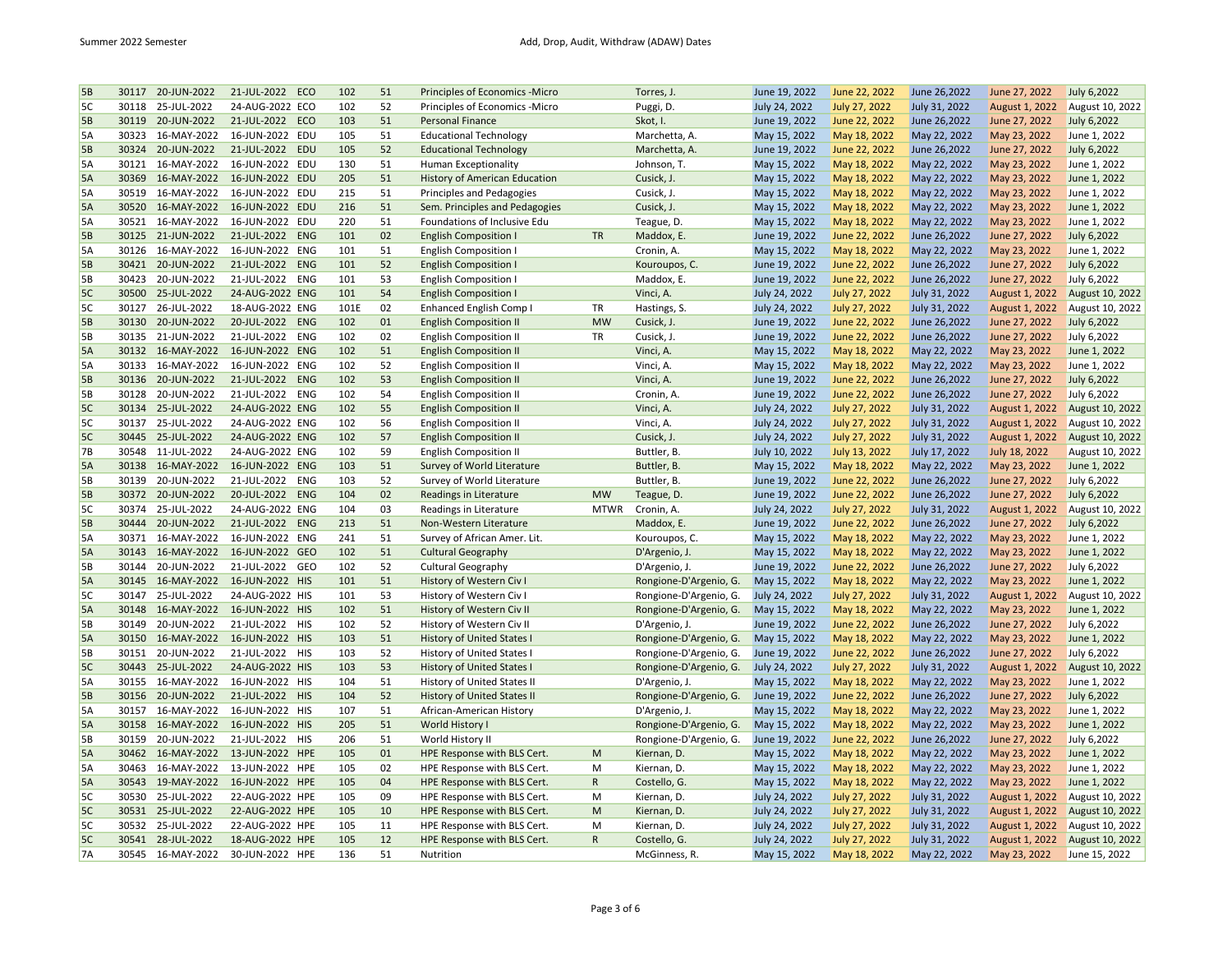| | | | | | | | | | | | | | | |
|---|---|---|---|---|---|---|---|---|---|---|---|---|---|---|
| 5B | 30117 | 20-JUN-2022 | 21-JUL-2022 | ECO | 102 | 51 | Principles of Economics -Micro | | Torres, J. | June 19, 2022 | June 22, 2022 | June 26,2022 | June 27, 2022 | July 6,2022 |
| 5C | 30118 | 25-JUL-2022 | 24-AUG-2022 | ECO | 102 | 52 | Principles of Economics -Micro | | Puggi, D. | July 24, 2022 | July 27, 2022 | July 31, 2022 | August 1, 2022 | August 10, 2022 |
| 5B | 30119 | 20-JUN-2022 | 21-JUL-2022 | ECO | 103 | 51 | Personal Finance | | Skot, I. | June 19, 2022 | June 22, 2022 | June 26,2022 | June 27, 2022 | July 6,2022 |
| 5A | 30323 | 16-MAY-2022 | 16-JUN-2022 | EDU | 105 | 51 | Educational Technology | | Marchetta, A. | May 15, 2022 | May 18, 2022 | May 22, 2022 | May 23, 2022 | June 1, 2022 |
| 5B | 30324 | 20-JUN-2022 | 21-JUL-2022 | EDU | 105 | 52 | Educational Technology | | Marchetta, A. | June 19, 2022 | June 22, 2022 | June 26,2022 | June 27, 2022 | July 6,2022 |
| 5A | 30121 | 16-MAY-2022 | 16-JUN-2022 | EDU | 130 | 51 | Human Exceptionality | | Johnson, T. | May 15, 2022 | May 18, 2022 | May 22, 2022 | May 23, 2022 | June 1, 2022 |
| 5A | 30369 | 16-MAY-2022 | 16-JUN-2022 | EDU | 205 | 51 | History of American Education | | Cusick, J. | May 15, 2022 | May 18, 2022 | May 22, 2022 | May 23, 2022 | June 1, 2022 |
| 5A | 30519 | 16-MAY-2022 | 16-JUN-2022 | EDU | 215 | 51 | Principles and Pedagogies | | Cusick, J. | May 15, 2022 | May 18, 2022 | May 22, 2022 | May 23, 2022 | June 1, 2022 |
| 5A | 30520 | 16-MAY-2022 | 16-JUN-2022 | EDU | 216 | 51 | Sem. Principles and Pedagogies | | Cusick, J. | May 15, 2022 | May 18, 2022 | May 22, 2022 | May 23, 2022 | June 1, 2022 |
| 5A | 30521 | 16-MAY-2022 | 16-JUN-2022 | EDU | 220 | 51 | Foundations of Inclusive Edu | | Teague, D. | May 15, 2022 | May 18, 2022 | May 22, 2022 | May 23, 2022 | June 1, 2022 |
| 5B | 30125 | 21-JUN-2022 | 21-JUL-2022 | ENG | 101 | 02 | English Composition I | TR | Maddox, E. | June 19, 2022 | June 22, 2022 | June 26,2022 | June 27, 2022 | July 6,2022 |
| 5A | 30126 | 16-MAY-2022 | 16-JUN-2022 | ENG | 101 | 51 | English Composition I | | Cronin, A. | May 15, 2022 | May 18, 2022 | May 22, 2022 | May 23, 2022 | June 1, 2022 |
| 5B | 30421 | 20-JUN-2022 | 21-JUL-2022 | ENG | 101 | 52 | English Composition I | | Kouroupos, C. | June 19, 2022 | June 22, 2022 | June 26,2022 | June 27, 2022 | July 6,2022 |
| 5B | 30423 | 20-JUN-2022 | 21-JUL-2022 | ENG | 101 | 53 | English Composition I | | Maddox, E. | June 19, 2022 | June 22, 2022 | June 26,2022 | June 27, 2022 | July 6,2022 |
| 5C | 30500 | 25-JUL-2022 | 24-AUG-2022 | ENG | 101 | 54 | English Composition I | | Vinci, A. | July 24, 2022 | July 27, 2022 | July 31, 2022 | August 1, 2022 | August 10, 2022 |
| 5C | 30127 | 26-JUL-2022 | 18-AUG-2022 | ENG | 101E | 02 | Enhanced English Comp I | TR | Hastings, S. | July 24, 2022 | July 27, 2022 | July 31, 2022 | August 1, 2022 | August 10, 2022 |
| 5B | 30130 | 20-JUN-2022 | 20-JUL-2022 | ENG | 102 | 01 | English Composition II | MW | Cusick, J. | June 19, 2022 | June 22, 2022 | June 26,2022 | June 27, 2022 | July 6,2022 |
| 5B | 30135 | 21-JUN-2022 | 21-JUL-2022 | ENG | 102 | 02 | English Composition II | TR | Cusick, J. | June 19, 2022 | June 22, 2022 | June 26,2022 | June 27, 2022 | July 6,2022 |
| 5A | 30132 | 16-MAY-2022 | 16-JUN-2022 | ENG | 102 | 51 | English Composition II | | Vinci, A. | May 15, 2022 | May 18, 2022 | May 22, 2022 | May 23, 2022 | June 1, 2022 |
| 5A | 30133 | 16-MAY-2022 | 16-JUN-2022 | ENG | 102 | 52 | English Composition II | | Vinci, A. | May 15, 2022 | May 18, 2022 | May 22, 2022 | May 23, 2022 | June 1, 2022 |
| 5B | 30136 | 20-JUN-2022 | 21-JUL-2022 | ENG | 102 | 53 | English Composition II | | Vinci, A. | June 19, 2022 | June 22, 2022 | June 26,2022 | June 27, 2022 | July 6,2022 |
| 5B | 30128 | 20-JUN-2022 | 21-JUL-2022 | ENG | 102 | 54 | English Composition II | | Cronin, A. | June 19, 2022 | June 22, 2022 | June 26,2022 | June 27, 2022 | July 6,2022 |
| 5C | 30134 | 25-JUL-2022 | 24-AUG-2022 | ENG | 102 | 55 | English Composition II | | Vinci, A. | July 24, 2022 | July 27, 2022 | July 31, 2022 | August 1, 2022 | August 10, 2022 |
| 5C | 30137 | 25-JUL-2022 | 24-AUG-2022 | ENG | 102 | 56 | English Composition II | | Vinci, A. | July 24, 2022 | July 27, 2022 | July 31, 2022 | August 1, 2022 | August 10, 2022 |
| 5C | 30445 | 25-JUL-2022 | 24-AUG-2022 | ENG | 102 | 57 | English Composition II | | Cusick, J. | July 24, 2022 | July 27, 2022 | July 31, 2022 | August 1, 2022 | August 10, 2022 |
| 7B | 30548 | 11-JUL-2022 | 24-AUG-2022 | ENG | 102 | 59 | English Composition II | | Buttler, B. | July 10, 2022 | July 13, 2022 | July 17, 2022 | July 18, 2022 | August 10, 2022 |
| 5A | 30138 | 16-MAY-2022 | 16-JUN-2022 | ENG | 103 | 51 | Survey of World Literature | | Buttler, B. | May 15, 2022 | May 18, 2022 | May 22, 2022 | May 23, 2022 | June 1, 2022 |
| 5B | 30139 | 20-JUN-2022 | 21-JUL-2022 | ENG | 103 | 52 | Survey of World Literature | | Buttler, B. | June 19, 2022 | June 22, 2022 | June 26,2022 | June 27, 2022 | July 6,2022 |
| 5B | 30372 | 20-JUN-2022 | 20-JUL-2022 | ENG | 104 | 02 | Readings in Literature | MW | Teague, D. | June 19, 2022 | June 22, 2022 | June 26,2022 | June 27, 2022 | July 6,2022 |
| 5C | 30374 | 25-JUL-2022 | 24-AUG-2022 | ENG | 104 | 03 | Readings in Literature | MTWR | Cronin, A. | July 24, 2022 | July 27, 2022 | July 31, 2022 | August 1, 2022 | August 10, 2022 |
| 5B | 30444 | 20-JUN-2022 | 21-JUL-2022 | ENG | 213 | 51 | Non-Western Literature | | Maddox, E. | June 19, 2022 | June 22, 2022 | June 26,2022 | June 27, 2022 | July 6,2022 |
| 5A | 30371 | 16-MAY-2022 | 16-JUN-2022 | ENG | 241 | 51 | Survey of African Amer. Lit. | | Kouroupos, C. | May 15, 2022 | May 18, 2022 | May 22, 2022 | May 23, 2022 | June 1, 2022 |
| 5A | 30143 | 16-MAY-2022 | 16-JUN-2022 | GEO | 102 | 51 | Cultural Geography | | D'Argenio, J. | May 15, 2022 | May 18, 2022 | May 22, 2022 | May 23, 2022 | June 1, 2022 |
| 5B | 30144 | 20-JUN-2022 | 21-JUL-2022 | GEO | 102 | 52 | Cultural Geography | | D'Argenio, J. | June 19, 2022 | June 22, 2022 | June 26,2022 | June 27, 2022 | July 6,2022 |
| 5A | 30145 | 16-MAY-2022 | 16-JUN-2022 | HIS | 101 | 51 | History of Western Civ I | | Rongione-D'Argenio, G. | May 15, 2022 | May 18, 2022 | May 22, 2022 | May 23, 2022 | June 1, 2022 |
| 5C | 30147 | 25-JUL-2022 | 24-AUG-2022 | HIS | 101 | 53 | History of Western Civ I | | Rongione-D'Argenio, G. | July 24, 2022 | July 27, 2022 | July 31, 2022 | August 1, 2022 | August 10, 2022 |
| 5A | 30148 | 16-MAY-2022 | 16-JUN-2022 | HIS | 102 | 51 | History of Western Civ II | | Rongione-D'Argenio, G. | May 15, 2022 | May 18, 2022 | May 22, 2022 | May 23, 2022 | June 1, 2022 |
| 5B | 30149 | 20-JUN-2022 | 21-JUL-2022 | HIS | 102 | 52 | History of Western Civ II | | D'Argenio, J. | June 19, 2022 | June 22, 2022 | June 26,2022 | June 27, 2022 | July 6,2022 |
| 5A | 30150 | 16-MAY-2022 | 16-JUN-2022 | HIS | 103 | 51 | History of United States I | | Rongione-D'Argenio, G. | May 15, 2022 | May 18, 2022 | May 22, 2022 | May 23, 2022 | June 1, 2022 |
| 5B | 30151 | 20-JUN-2022 | 21-JUL-2022 | HIS | 103 | 52 | History of United States I | | Rongione-D'Argenio, G. | June 19, 2022 | June 22, 2022 | June 26,2022 | June 27, 2022 | July 6,2022 |
| 5C | 30443 | 25-JUL-2022 | 24-AUG-2022 | HIS | 103 | 53 | History of United States I | | Rongione-D'Argenio, G. | July 24, 2022 | July 27, 2022 | July 31, 2022 | August 1, 2022 | August 10, 2022 |
| 5A | 30155 | 16-MAY-2022 | 16-JUN-2022 | HIS | 104 | 51 | History of United States II | | D'Argenio, J. | May 15, 2022 | May 18, 2022 | May 22, 2022 | May 23, 2022 | June 1, 2022 |
| 5B | 30156 | 20-JUN-2022 | 21-JUL-2022 | HIS | 104 | 52 | History of United States II | | Rongione-D'Argenio, G. | June 19, 2022 | June 22, 2022 | June 26,2022 | June 27, 2022 | July 6,2022 |
| 5A | 30157 | 16-MAY-2022 | 16-JUN-2022 | HIS | 107 | 51 | African-American History | | D'Argenio, J. | May 15, 2022 | May 18, 2022 | May 22, 2022 | May 23, 2022 | June 1, 2022 |
| 5A | 30158 | 16-MAY-2022 | 16-JUN-2022 | HIS | 205 | 51 | World History I | | Rongione-D'Argenio, G. | May 15, 2022 | May 18, 2022 | May 22, 2022 | May 23, 2022 | June 1, 2022 |
| 5B | 30159 | 20-JUN-2022 | 21-JUL-2022 | HIS | 206 | 51 | World History II | | Rongione-D'Argenio, G. | June 19, 2022 | June 22, 2022 | June 26,2022 | June 27, 2022 | July 6,2022 |
| 5A | 30462 | 16-MAY-2022 | 13-JUN-2022 | HPE | 105 | 01 | HPE Response with BLS Cert. | M | Kiernan, D. | May 15, 2022 | May 18, 2022 | May 22, 2022 | May 23, 2022 | June 1, 2022 |
| 5A | 30463 | 16-MAY-2022 | 13-JUN-2022 | HPE | 105 | 02 | HPE Response with BLS Cert. | M | Kiernan, D. | May 15, 2022 | May 18, 2022 | May 22, 2022 | May 23, 2022 | June 1, 2022 |
| 5A | 30543 | 19-MAY-2022 | 16-JUN-2022 | HPE | 105 | 04 | HPE Response with BLS Cert. | R | Costello, G. | May 15, 2022 | May 18, 2022 | May 22, 2022 | May 23, 2022 | June 1, 2022 |
| 5C | 30530 | 25-JUL-2022 | 22-AUG-2022 | HPE | 105 | 09 | HPE Response with BLS Cert. | M | Kiernan, D. | July 24, 2022 | July 27, 2022 | July 31, 2022 | August 1, 2022 | August 10, 2022 |
| 5C | 30531 | 25-JUL-2022 | 22-AUG-2022 | HPE | 105 | 10 | HPE Response with BLS Cert. | M | Kiernan, D. | July 24, 2022 | July 27, 2022 | July 31, 2022 | August 1, 2022 | August 10, 2022 |
| 5C | 30532 | 25-JUL-2022 | 22-AUG-2022 | HPE | 105 | 11 | HPE Response with BLS Cert. | M | Kiernan, D. | July 24, 2022 | July 27, 2022 | July 31, 2022 | August 1, 2022 | August 10, 2022 |
| 5C | 30541 | 28-JUL-2022 | 18-AUG-2022 | HPE | 105 | 12 | HPE Response with BLS Cert. | R | Costello, G. | July 24, 2022 | July 27, 2022 | July 31, 2022 | August 1, 2022 | August 10, 2022 |
| 7A | 30545 | 16-MAY-2022 | 30-JUN-2022 | HPE | 136 | 51 | Nutrition | | McGinness, R. | May 15, 2022 | May 18, 2022 | May 22, 2022 | May 23, 2022 | June 15, 2022 |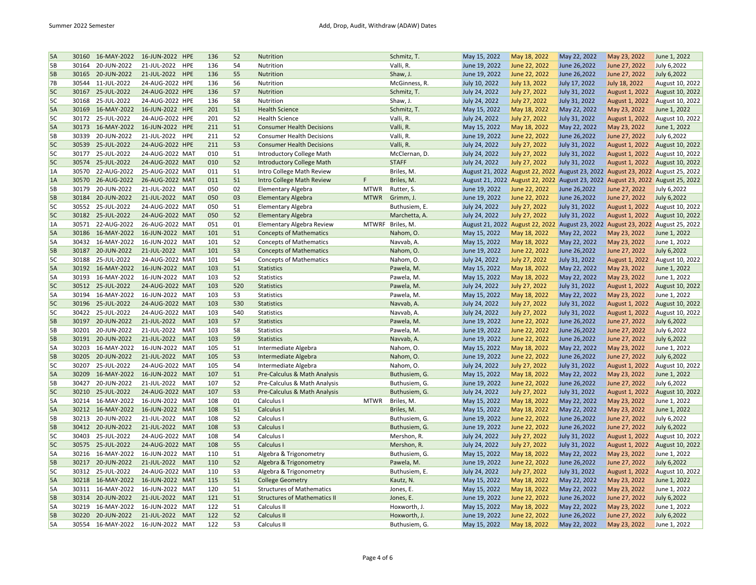| | | | | | | | | | | | | | | | |
|---|---|---|---|---|---|---|---|---|---|---|---|---|---|---|---|
| 5A | 30160 | 16-MAY-2022 | 16-JUN-2022 | HPE | 136 | 52 | Nutrition | | Schmitz, T. | May 15, 2022 | May 18, 2022 | May 22, 2022 | May 23, 2022 | June 1, 2022 |
| 5B | 30164 | 20-JUN-2022 | 21-JUL-2022 | HPE | 136 | 54 | Nutrition | | Valli, R. | June 19, 2022 | June 22, 2022 | June 26,2022 | June 27, 2022 | July 6,2022 |
| 5B | 30165 | 20-JUN-2022 | 21-JUL-2022 | HPE | 136 | 55 | Nutrition | | Shaw, J. | June 19, 2022 | June 22, 2022 | June 26,2022 | June 27, 2022 | July 6,2022 |
| 7B | 30544 | 11-JUL-2022 | 24-AUG-2022 | HPE | 136 | 56 | Nutrition | | McGinness, R. | July 10, 2022 | July 13, 2022 | July 17, 2022 | July 18, 2022 | August 10, 2022 |
| 5C | 30167 | 25-JUL-2022 | 24-AUG-2022 | HPE | 136 | 57 | Nutrition | | Schmitz, T. | July 24, 2022 | July 27, 2022 | July 31, 2022 | August 1, 2022 | August 10, 2022 |
| 5C | 30168 | 25-JUL-2022 | 24-AUG-2022 | HPE | 136 | 58 | Nutrition | | Shaw, J. | July 24, 2022 | July 27, 2022 | July 31, 2022 | August 1, 2022 | August 10, 2022 |
| 5A | 30169 | 16-MAY-2022 | 16-JUN-2022 | HPE | 201 | 51 | Health Science | | Schmitz, T. | May 15, 2022 | May 18, 2022 | May 22, 2022 | May 23, 2022 | June 1, 2022 |
| 5C | 30172 | 25-JUL-2022 | 24-AUG-2022 | HPE | 201 | 52 | Health Science | | Valli, R. | July 24, 2022 | July 27, 2022 | July 31, 2022 | August 1, 2022 | August 10, 2022 |
| 5A | 30173 | 16-MAY-2022 | 16-JUN-2022 | HPE | 211 | 51 | Consumer Health Decisions | | Valli, R. | May 15, 2022 | May 18, 2022 | May 22, 2022 | May 23, 2022 | June 1, 2022 |
| 5B | 30339 | 20-JUN-2022 | 21-JUL-2022 | HPE | 211 | 52 | Consumer Health Decisions | | Valli, R. | June 19, 2022 | June 22, 2022 | June 26,2022 | June 27, 2022 | July 6,2022 |
| 5C | 30539 | 25-JUL-2022 | 24-AUG-2022 | HPE | 211 | 53 | Consumer Health Decisions | | Valli, R. | July 24, 2022 | July 27, 2022 | July 31, 2022 | August 1, 2022 | August 10, 2022 |
| 5C | 30177 | 25-JUL-2022 | 24-AUG-2022 | MAT | 010 | 51 | Introductory College Math | | McClernan, D. | July 24, 2022 | July 27, 2022 | July 31, 2022 | August 1, 2022 | August 10, 2022 |
| 5C | 30574 | 25-JUL-2022 | 24-AUG-2022 | MAT | 010 | 52 | Introductory College Math | | STAFF | July 24, 2022 | July 27, 2022 | July 31, 2022 | August 1, 2022 | August 10, 2022 |
| 1A | 30570 | 22-AUG-2022 | 25-AUG-2022 | MAT | 011 | 51 | Intro College Math Review | | Briles, M. | August 21, 2022 | August 22, 2022 | August 23, 2022 | August 23, 2022 | August 25, 2022 |
| 1A | 30570 | 26-AUG-2022 | 26-AUG-2022 | MAT | 011 | 51 | Intro College Math Review | F | Briles, M. | August 21, 2022 | August 22, 2022 | August 23, 2022 | August 23, 2022 | August 25, 2022 |
| 5B | 30179 | 20-JUN-2022 | 21-JUL-2022 | MAT | 050 | 02 | Elementary Algebra | MTWR | Rutter, S. | June 19, 2022 | June 22, 2022 | June 26,2022 | June 27, 2022 | July 6,2022 |
| 5B | 30184 | 20-JUN-2022 | 21-JUL-2022 | MAT | 050 | 03 | Elementary Algebra | MTWR | Grimm, J. | June 19, 2022 | June 22, 2022 | June 26,2022 | June 27, 2022 | July 6,2022 |
| 5C | 30552 | 25-JUL-2022 | 24-AUG-2022 | MAT | 050 | 51 | Elementary Algebra | | Buthusiem, E. | July 24, 2022 | July 27, 2022 | July 31, 2022 | August 1, 2022 | August 10, 2022 |
| 5C | 30182 | 25-JUL-2022 | 24-AUG-2022 | MAT | 050 | 52 | Elementary Algebra | | Marchetta, A. | July 24, 2022 | July 27, 2022 | July 31, 2022 | August 1, 2022 | August 10, 2022 |
| 1A | 30571 | 22-AUG-2022 | 26-AUG-2022 | MAT | 051 | 01 | Elementary Algebra Review | MTWRF | Briles, M. | August 21, 2022 | August 22, 2022 | August 23, 2022 | August 23, 2022 | August 25, 2022 |
| 5A | 30186 | 16-MAY-2022 | 16-JUN-2022 | MAT | 101 | 51 | Concepts of Mathematics | | Nahom, O. | May 15, 2022 | May 18, 2022 | May 22, 2022 | May 23, 2022 | June 1, 2022 |
| 5A | 30432 | 16-MAY-2022 | 16-JUN-2022 | MAT | 101 | 52 | Concepts of Mathematics | | Navvab, A. | May 15, 2022 | May 18, 2022 | May 22, 2022 | May 23, 2022 | June 1, 2022 |
| 5B | 30187 | 20-JUN-2022 | 21-JUL-2022 | MAT | 101 | 53 | Concepts of Mathematics | | Nahom, O. | June 19, 2022 | June 22, 2022 | June 26,2022 | June 27, 2022 | July 6,2022 |
| 5C | 30188 | 25-JUL-2022 | 24-AUG-2022 | MAT | 101 | 54 | Concepts of Mathematics | | Nahom, O. | July 24, 2022 | July 27, 2022 | July 31, 2022 | August 1, 2022 | August 10, 2022 |
| 5A | 30192 | 16-MAY-2022 | 16-JUN-2022 | MAT | 103 | 51 | Statistics | | Pawela, M. | May 15, 2022 | May 18, 2022 | May 22, 2022 | May 23, 2022 | June 1, 2022 |
| 5A | 30193 | 16-MAY-2022 | 16-JUN-2022 | MAT | 103 | 52 | Statistics | | Pawela, M. | May 15, 2022 | May 18, 2022 | May 22, 2022 | May 23, 2022 | June 1, 2022 |
| 5C | 30512 | 25-JUL-2022 | 24-AUG-2022 | MAT | 103 | 520 | Statistics | | Pawela, M. | July 24, 2022 | July 27, 2022 | July 31, 2022 | August 1, 2022 | August 10, 2022 |
| 5A | 30194 | 16-MAY-2022 | 16-JUN-2022 | MAT | 103 | 53 | Statistics | | Pawela, M. | May 15, 2022 | May 18, 2022 | May 22, 2022 | May 23, 2022 | June 1, 2022 |
| 5C | 30196 | 25-JUL-2022 | 24-AUG-2022 | MAT | 103 | 530 | Statistics | | Navvab, A. | July 24, 2022 | July 27, 2022 | July 31, 2022 | August 1, 2022 | August 10, 2022 |
| 5C | 30422 | 25-JUL-2022 | 24-AUG-2022 | MAT | 103 | 540 | Statistics | | Navvab, A. | July 24, 2022 | July 27, 2022 | July 31, 2022 | August 1, 2022 | August 10, 2022 |
| 5B | 30197 | 20-JUN-2022 | 21-JUL-2022 | MAT | 103 | 57 | Statistics | | Pawela, M. | June 19, 2022 | June 22, 2022 | June 26,2022 | June 27, 2022 | July 6,2022 |
| 5B | 30201 | 20-JUN-2022 | 21-JUL-2022 | MAT | 103 | 58 | Statistics | | Pawela, M. | June 19, 2022 | June 22, 2022 | June 26,2022 | June 27, 2022 | July 6,2022 |
| 5B | 30191 | 20-JUN-2022 | 21-JUL-2022 | MAT | 103 | 59 | Statistics | | Navvab, A. | June 19, 2022 | June 22, 2022 | June 26,2022 | June 27, 2022 | July 6,2022 |
| 5A | 30203 | 16-MAY-2022 | 16-JUN-2022 | MAT | 105 | 51 | Intermediate Algebra | | Nahom, O. | May 15, 2022 | May 18, 2022 | May 22, 2022 | May 23, 2022 | June 1, 2022 |
| 5B | 30205 | 20-JUN-2022 | 21-JUL-2022 | MAT | 105 | 53 | Intermediate Algebra | | Nahom, O. | June 19, 2022 | June 22, 2022 | June 26,2022 | June 27, 2022 | July 6,2022 |
| 5C | 30207 | 25-JUL-2022 | 24-AUG-2022 | MAT | 105 | 54 | Intermediate Algebra | | Nahom, O. | July 24, 2022 | July 27, 2022 | July 31, 2022 | August 1, 2022 | August 10, 2022 |
| 5A | 30209 | 16-MAY-2022 | 16-JUN-2022 | MAT | 107 | 51 | Pre-Calculus & Math Analysis | | Buthusiem, G. | May 15, 2022 | May 18, 2022 | May 22, 2022 | May 23, 2022 | June 1, 2022 |
| 5B | 30427 | 20-JUN-2022 | 21-JUL-2022 | MAT | 107 | 52 | Pre-Calculus & Math Analysis | | Buthusiem, G. | June 19, 2022 | June 22, 2022 | June 26,2022 | June 27, 2022 | July 6,2022 |
| 5C | 30210 | 25-JUL-2022 | 24-AUG-2022 | MAT | 107 | 53 | Pre-Calculus & Math Analysis | | Buthusiem, G. | July 24, 2022 | July 27, 2022 | July 31, 2022 | August 1, 2022 | August 10, 2022 |
| 5A | 30214 | 16-MAY-2022 | 16-JUN-2022 | MAT | 108 | 01 | Calculus I | MTWR | Briles, M. | May 15, 2022 | May 18, 2022 | May 22, 2022 | May 23, 2022 | June 1, 2022 |
| 5A | 30212 | 16-MAY-2022 | 16-JUN-2022 | MAT | 108 | 51 | Calculus I | | Briles, M. | May 15, 2022 | May 18, 2022 | May 22, 2022 | May 23, 2022 | June 1, 2022 |
| 5B | 30213 | 20-JUN-2022 | 21-JUL-2022 | MAT | 108 | 52 | Calculus I | | Buthusiem, G. | June 19, 2022 | June 22, 2022 | June 26,2022 | June 27, 2022 | July 6,2022 |
| 5B | 30412 | 20-JUN-2022 | 21-JUL-2022 | MAT | 108 | 53 | Calculus I | | Buthusiem, G. | June 19, 2022 | June 22, 2022 | June 26,2022 | June 27, 2022 | July 6,2022 |
| 5C | 30403 | 25-JUL-2022 | 24-AUG-2022 | MAT | 108 | 54 | Calculus I | | Mershon, R. | July 24, 2022 | July 27, 2022 | July 31, 2022 | August 1, 2022 | August 10, 2022 |
| 5C | 30575 | 25-JUL-2022 | 24-AUG-2022 | MAT | 108 | 55 | Calculus I | | Mershon, R. | July 24, 2022 | July 27, 2022 | July 31, 2022 | August 1, 2022 | August 10, 2022 |
| 5A | 30216 | 16-MAY-2022 | 16-JUN-2022 | MAT | 110 | 51 | Algebra & Trigonometry | | Buthusiem, G. | May 15, 2022 | May 18, 2022 | May 22, 2022 | May 23, 2022 | June 1, 2022 |
| 5B | 30217 | 20-JUN-2022 | 21-JUL-2022 | MAT | 110 | 52 | Algebra & Trigonometry | | Pawela, M. | June 19, 2022 | June 22, 2022 | June 26,2022 | June 27, 2022 | July 6,2022 |
| 5C | 30312 | 25-JUL-2022 | 24-AUG-2022 | MAT | 110 | 53 | Algebra & Trigonometry | | Buthusiem, E. | July 24, 2022 | July 27, 2022 | July 31, 2022 | August 1, 2022 | August 10, 2022 |
| 5A | 30218 | 16-MAY-2022 | 16-JUN-2022 | MAT | 115 | 51 | College Geometry | | Kautz, N. | May 15, 2022 | May 18, 2022 | May 22, 2022 | May 23, 2022 | June 1, 2022 |
| 5A | 30311 | 16-MAY-2022 | 16-JUN-2022 | MAT | 120 | 51 | Structures of Mathematics | | Jones, E. | May 15, 2022 | May 18, 2022 | May 22, 2022 | May 23, 2022 | June 1, 2022 |
| 5B | 30314 | 20-JUN-2022 | 21-JUL-2022 | MAT | 121 | 51 | Structures of Mathematics II | | Jones, E. | June 19, 2022 | June 22, 2022 | June 26,2022 | June 27, 2022 | July 6,2022 |
| 5A | 30219 | 16-MAY-2022 | 16-JUN-2022 | MAT | 122 | 51 | Calculus II | | Hoxworth, J. | May 15, 2022 | May 18, 2022 | May 22, 2022 | May 23, 2022 | June 1, 2022 |
| 5B | 30220 | 20-JUN-2022 | 21-JUL-2022 | MAT | 122 | 52 | Calculus II | | Hoxworth, J. | June 19, 2022 | June 22, 2022 | June 26,2022 | June 27, 2022 | July 6,2022 |
| 5A | 30554 | 16-MAY-2022 | 16-JUN-2022 | MAT | 122 | 53 | Calculus II | | Buthusiem, G. | May 15, 2022 | May 18, 2022 | May 22, 2022 | May 23, 2022 | June 1, 2022 |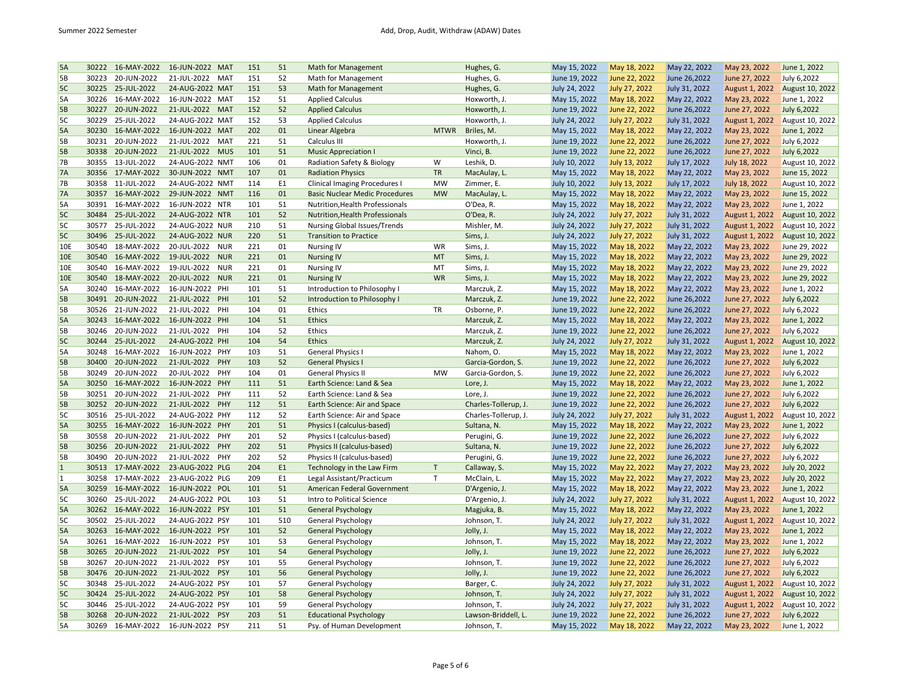| | | | | | | | | | | | | | | |
|---|---|---|---|---|---|---|---|---|---|---|---|---|---|---|
| 5A | 30222 | 16-MAY-2022 | 16-JUN-2022 | MAT | 151 | 51 | Math for Management | | Hughes, G. | May 15, 2022 | May 18, 2022 | May 22, 2022 | May 23, 2022 | June 1, 2022 |
| 5B | 30223 | 20-JUN-2022 | 21-JUL-2022 | MAT | 151 | 52 | Math for Management | | Hughes, G. | June 19, 2022 | June 22, 2022 | June 26,2022 | June 27, 2022 | July 6,2022 |
| 5C | 30225 | 25-JUL-2022 | 24-AUG-2022 | MAT | 151 | 53 | Math for Management | | Hughes, G. | July 24, 2022 | July 27, 2022 | July 31, 2022 | August 1, 2022 | August 10, 2022 |
| 5A | 30226 | 16-MAY-2022 | 16-JUN-2022 | MAT | 152 | 51 | Applied Calculus | | Hoxworth, J. | May 15, 2022 | May 18, 2022 | May 22, 2022 | May 23, 2022 | June 1, 2022 |
| 5B | 30227 | 20-JUN-2022 | 21-JUL-2022 | MAT | 152 | 52 | Applied Calculus | | Hoxworth, J. | June 19, 2022 | June 22, 2022 | June 26,2022 | June 27, 2022 | July 6,2022 |
| 5C | 30229 | 25-JUL-2022 | 24-AUG-2022 | MAT | 152 | 53 | Applied Calculus | | Hoxworth, J. | July 24, 2022 | July 27, 2022 | July 31, 2022 | August 1, 2022 | August 10, 2022 |
| 5A | 30230 | 16-MAY-2022 | 16-JUN-2022 | MAT | 202 | 01 | Linear Algebra | MTWR | Briles, M. | May 15, 2022 | May 18, 2022 | May 22, 2022 | May 23, 2022 | June 1, 2022 |
| 5B | 30231 | 20-JUN-2022 | 21-JUL-2022 | MAT | 221 | 51 | Calculus III | | Hoxworth, J. | June 19, 2022 | June 22, 2022 | June 26,2022 | June 27, 2022 | July 6,2022 |
| 5B | 30338 | 20-JUN-2022 | 21-JUL-2022 | MUS | 101 | 51 | Music Appreciation I | | Vinci, B. | June 19, 2022 | June 22, 2022 | June 26,2022 | June 27, 2022 | July 6,2022 |
| 7B | 30355 | 13-JUL-2022 | 24-AUG-2022 | NMT | 106 | 01 | Radiation Safety & Biology | W | Leshik, D. | July 10, 2022 | July 13, 2022 | July 17, 2022 | July 18, 2022 | August 10, 2022 |
| 7A | 30356 | 17-MAY-2022 | 30-JUN-2022 | NMT | 107 | 01 | Radiation Physics | TR | MacAulay, L. | May 15, 2022 | May 18, 2022 | May 22, 2022 | May 23, 2022 | June 15, 2022 |
| 7B | 30358 | 11-JUL-2022 | 24-AUG-2022 | NMT | 114 | E1 | Clinical Imaging Procedures I | MW | Zimmer, E. | July 10, 2022 | July 13, 2022 | July 17, 2022 | July 18, 2022 | August 10, 2022 |
| 7A | 30357 | 16-MAY-2022 | 29-JUN-2022 | NMT | 116 | 01 | Basic Nuclear Medic Procedures | MW | MacAulay, L. | May 15, 2022 | May 18, 2022 | May 22, 2022 | May 23, 2022 | June 15, 2022 |
| 5A | 30391 | 16-MAY-2022 | 16-JUN-2022 | NTR | 101 | 51 | Nutrition,Health Professionals | | O'Dea, R. | May 15, 2022 | May 18, 2022 | May 22, 2022 | May 23, 2022 | June 1, 2022 |
| 5C | 30484 | 25-JUL-2022 | 24-AUG-2022 | NTR | 101 | 52 | Nutrition,Health Professionals | | O'Dea, R. | July 24, 2022 | July 27, 2022 | July 31, 2022 | August 1, 2022 | August 10, 2022 |
| 5C | 30577 | 25-JUL-2022 | 24-AUG-2022 | NUR | 210 | 51 | Nursing Global Issues/Trends | | Mishler, M. | July 24, 2022 | July 27, 2022 | July 31, 2022 | August 1, 2022 | August 10, 2022 |
| 5C | 30496 | 25-JUL-2022 | 24-AUG-2022 | NUR | 220 | 51 | Transition to Practice | | Sims, J. | July 24, 2022 | July 27, 2022 | July 31, 2022 | August 1, 2022 | August 10, 2022 |
| 10E | 30540 | 18-MAY-2022 | 20-JUL-2022 | NUR | 221 | 01 | Nursing IV | WR | Sims, J. | May 15, 2022 | May 18, 2022 | May 22, 2022 | May 23, 2022 | June 29, 2022 |
| 10E | 30540 | 16-MAY-2022 | 19-JUL-2022 | NUR | 221 | 01 | Nursing IV | MT | Sims, J. | May 15, 2022 | May 18, 2022 | May 22, 2022 | May 23, 2022 | June 29, 2022 |
| 10E | 30540 | 16-MAY-2022 | 19-JUL-2022 | NUR | 221 | 01 | Nursing IV | MT | Sims, J. | May 15, 2022 | May 18, 2022 | May 22, 2022 | May 23, 2022 | June 29, 2022 |
| 10E | 30540 | 18-MAY-2022 | 20-JUL-2022 | NUR | 221 | 01 | Nursing IV | WR | Sims, J. | May 15, 2022 | May 18, 2022 | May 22, 2022 | May 23, 2022 | June 29, 2022 |
| 5A | 30240 | 16-MAY-2022 | 16-JUN-2022 | PHI | 101 | 51 | Introduction to Philosophy I | | Marczuk, Z. | May 15, 2022 | May 18, 2022 | May 22, 2022 | May 23, 2022 | June 1, 2022 |
| 5B | 30491 | 20-JUN-2022 | 21-JUL-2022 | PHI | 101 | 52 | Introduction to Philosophy I | | Marczuk, Z. | June 19, 2022 | June 22, 2022 | June 26,2022 | June 27, 2022 | July 6,2022 |
| 5B | 30526 | 21-JUN-2022 | 21-JUL-2022 | PHI | 104 | 01 | Ethics | TR | Osborne, P. | June 19, 2022 | June 22, 2022 | June 26,2022 | June 27, 2022 | July 6,2022 |
| 5A | 30243 | 16-MAY-2022 | 16-JUN-2022 | PHI | 104 | 51 | Ethics | | Marczuk, Z. | May 15, 2022 | May 18, 2022 | May 22, 2022 | May 23, 2022 | June 1, 2022 |
| 5B | 30246 | 20-JUN-2022 | 21-JUL-2022 | PHI | 104 | 52 | Ethics | | Marczuk, Z. | June 19, 2022 | June 22, 2022 | June 26,2022 | June 27, 2022 | July 6,2022 |
| 5C | 30244 | 25-JUL-2022 | 24-AUG-2022 | PHI | 104 | 54 | Ethics | | Marczuk, Z. | July 24, 2022 | July 27, 2022 | July 31, 2022 | August 1, 2022 | August 10, 2022 |
| 5A | 30248 | 16-MAY-2022 | 16-JUN-2022 | PHY | 103 | 51 | General Physics I | | Nahom, O. | May 15, 2022 | May 18, 2022 | May 22, 2022 | May 23, 2022 | June 1, 2022 |
| 5B | 30400 | 20-JUN-2022 | 21-JUL-2022 | PHY | 103 | 52 | General Physics I | | Garcia-Gordon, S. | June 19, 2022 | June 22, 2022 | June 26,2022 | June 27, 2022 | July 6,2022 |
| 5B | 30249 | 20-JUN-2022 | 20-JUL-2022 | PHY | 104 | 01 | General Physics II | MW | Garcia-Gordon, S. | June 19, 2022 | June 22, 2022 | June 26,2022 | June 27, 2022 | July 6,2022 |
| 5A | 30250 | 16-MAY-2022 | 16-JUN-2022 | PHY | 111 | 51 | Earth Science: Land & Sea | | Lore, J. | May 15, 2022 | May 18, 2022 | May 22, 2022 | May 23, 2022 | June 1, 2022 |
| 5B | 30251 | 20-JUN-2022 | 21-JUL-2022 | PHY | 111 | 52 | Earth Science: Land & Sea | | Lore, J. | June 19, 2022 | June 22, 2022 | June 26,2022 | June 27, 2022 | July 6,2022 |
| 5B | 30252 | 20-JUN-2022 | 21-JUL-2022 | PHY | 112 | 51 | Earth Science: Air and Space | | Charles-Tollerup, J. | June 19, 2022 | June 22, 2022 | June 26,2022 | June 27, 2022 | July 6,2022 |
| 5C | 30516 | 25-JUL-2022 | 24-AUG-2022 | PHY | 112 | 52 | Earth Science: Air and Space | | Charles-Tollerup, J. | July 24, 2022 | July 27, 2022 | July 31, 2022 | August 1, 2022 | August 10, 2022 |
| 5A | 30255 | 16-MAY-2022 | 16-JUN-2022 | PHY | 201 | 51 | Physics I (calculus-based) | | Sultana, N. | May 15, 2022 | May 18, 2022 | May 22, 2022 | May 23, 2022 | June 1, 2022 |
| 5B | 30558 | 20-JUN-2022 | 21-JUL-2022 | PHY | 201 | 52 | Physics I (calculus-based) | | Perugini, G. | June 19, 2022 | June 22, 2022 | June 26,2022 | June 27, 2022 | July 6,2022 |
| 5B | 30256 | 20-JUN-2022 | 21-JUL-2022 | PHY | 202 | 51 | Physics II (calculus-based) | | Sultana, N. | June 19, 2022 | June 22, 2022 | June 26,2022 | June 27, 2022 | July 6,2022 |
| 5B | 30490 | 20-JUN-2022 | 21-JUL-2022 | PHY | 202 | 52 | Physics II (calculus-based) | | Perugini, G. | June 19, 2022 | June 22, 2022 | June 26,2022 | June 27, 2022 | July 6,2022 |
| 1 | 30513 | 17-MAY-2022 | 23-AUG-2022 | PLG | 204 | E1 | Technology in the Law Firm | T | Callaway, S. | May 15, 2022 | May 22, 2022 | May 27, 2022 | May 23, 2022 | July 20, 2022 |
| 1 | 30258 | 17-MAY-2022 | 23-AUG-2022 | PLG | 209 | E1 | Legal Assistant/Practicum | T | McClain, L. | May 15, 2022 | May 22, 2022 | May 27, 2022 | May 23, 2022 | July 20, 2022 |
| 5A | 30259 | 16-MAY-2022 | 16-JUN-2022 | POL | 101 | 51 | American Federal Government | | D'Argenio, J. | May 15, 2022 | May 18, 2022 | May 22, 2022 | May 23, 2022 | June 1, 2022 |
| 5C | 30260 | 25-JUL-2022 | 24-AUG-2022 | POL | 103 | 51 | Intro to Political Science | | D'Argenio, J. | July 24, 2022 | July 27, 2022 | July 31, 2022 | August 1, 2022 | August 10, 2022 |
| 5A | 30262 | 16-MAY-2022 | 16-JUN-2022 | PSY | 101 | 51 | General Psychology | | Magjuka, B. | May 15, 2022 | May 18, 2022 | May 22, 2022 | May 23, 2022 | June 1, 2022 |
| 5C | 30502 | 25-JUL-2022 | 24-AUG-2022 | PSY | 101 | 510 | General Psychology | | Johnson, T. | July 24, 2022 | July 27, 2022 | July 31, 2022 | August 1, 2022 | August 10, 2022 |
| 5A | 30263 | 16-MAY-2022 | 16-JUN-2022 | PSY | 101 | 52 | General Psychology | | Jolly, J. | May 15, 2022 | May 18, 2022 | May 22, 2022 | May 23, 2022 | June 1, 2022 |
| 5A | 30261 | 16-MAY-2022 | 16-JUN-2022 | PSY | 101 | 53 | General Psychology | | Johnson, T. | May 15, 2022 | May 18, 2022 | May 22, 2022 | May 23, 2022 | June 1, 2022 |
| 5B | 30265 | 20-JUN-2022 | 21-JUL-2022 | PSY | 101 | 54 | General Psychology | | Jolly, J. | June 19, 2022 | June 22, 2022 | June 26,2022 | June 27, 2022 | July 6,2022 |
| 5B | 30267 | 20-JUN-2022 | 21-JUL-2022 | PSY | 101 | 55 | General Psychology | | Johnson, T. | June 19, 2022 | June 22, 2022 | June 26,2022 | June 27, 2022 | July 6,2022 |
| 5B | 30476 | 20-JUN-2022 | 21-JUL-2022 | PSY | 101 | 56 | General Psychology | | Jolly, J. | June 19, 2022 | June 22, 2022 | June 26,2022 | June 27, 2022 | July 6,2022 |
| 5C | 30348 | 25-JUL-2022 | 24-AUG-2022 | PSY | 101 | 57 | General Psychology | | Barger, C. | July 24, 2022 | July 27, 2022 | July 31, 2022 | August 1, 2022 | August 10, 2022 |
| 5C | 30424 | 25-JUL-2022 | 24-AUG-2022 | PSY | 101 | 58 | General Psychology | | Johnson, T. | July 24, 2022 | July 27, 2022 | July 31, 2022 | August 1, 2022 | August 10, 2022 |
| 5C | 30446 | 25-JUL-2022 | 24-AUG-2022 | PSY | 101 | 59 | General Psychology | | Johnson, T. | July 24, 2022 | July 27, 2022 | July 31, 2022 | August 1, 2022 | August 10, 2022 |
| 5B | 30268 | 20-JUN-2022 | 21-JUL-2022 | PSY | 203 | 51 | Educational Psychology | | Lawson-Briddell, L. | June 19, 2022 | June 22, 2022 | June 26,2022 | June 27, 2022 | July 6,2022 |
| 5A | 30269 | 16-MAY-2022 | 16-JUN-2022 | PSY | 211 | 51 | Psy. of Human Development | | Johnson, T. | May 15, 2022 | May 18, 2022 | May 22, 2022 | May 23, 2022 | June 1, 2022 |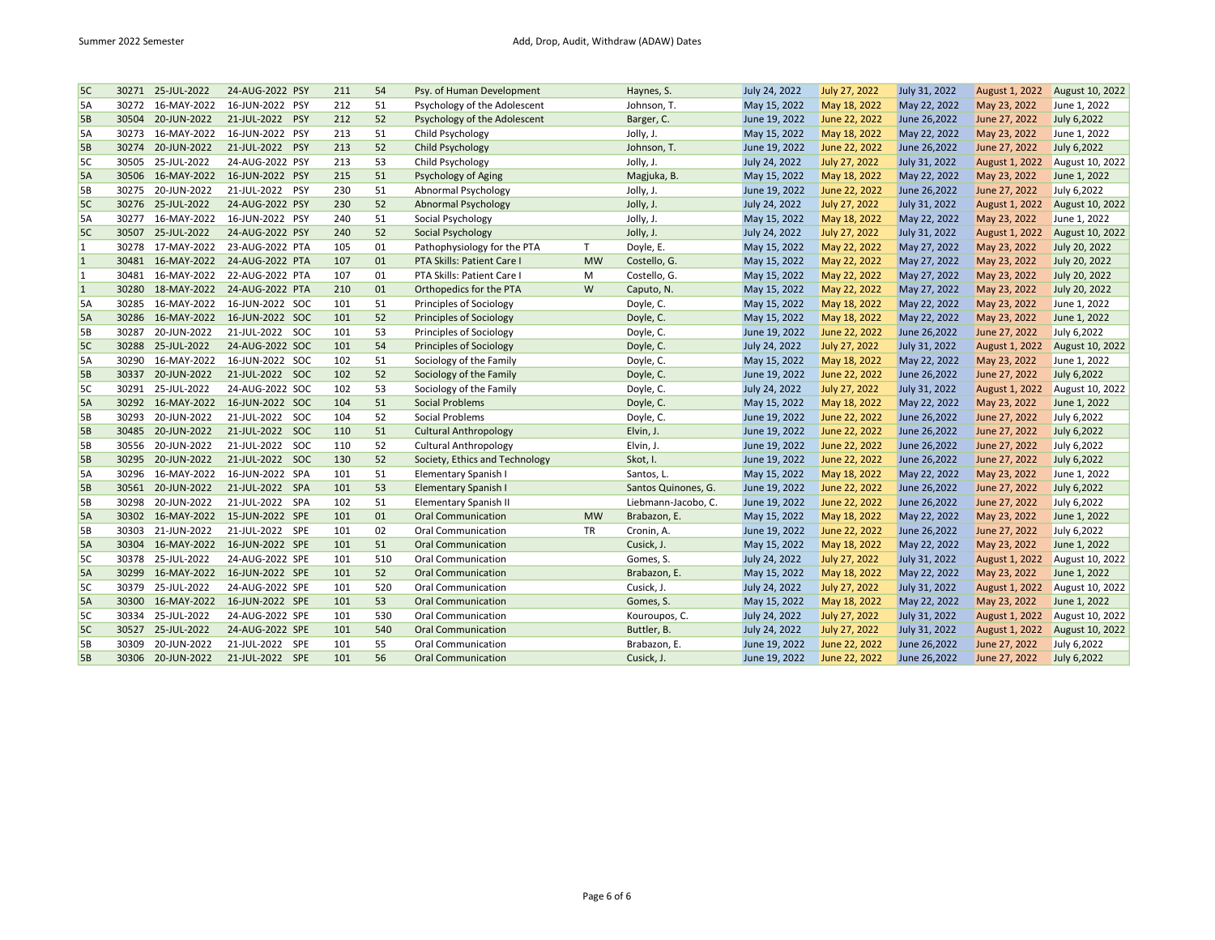| | | | | | | | | | | | | | | | |
|---|---|---|---|---|---|---|---|---|---|---|---|---|---|---|---|
| 5C | 30271 | 25-JUL-2022 | 24-AUG-2022 | PSY | 211 | 54 | Psy. of Human Development | | Haynes, S. | July 24, 2022 | July 27, 2022 | July 31, 2022 | August 1, 2022 | August 10, 2022 |
| 5A | 30272 | 16-MAY-2022 | 16-JUN-2022 | PSY | 212 | 51 | Psychology of the Adolescent | | Johnson, T. | May 15, 2022 | May 18, 2022 | May 22, 2022 | May 23, 2022 | June 1, 2022 |
| 5B | 30504 | 20-JUN-2022 | 21-JUL-2022 | PSY | 212 | 52 | Psychology of the Adolescent | | Barger, C. | June 19, 2022 | June 22, 2022 | June 26,2022 | June 27, 2022 | July 6,2022 |
| 5A | 30273 | 16-MAY-2022 | 16-JUN-2022 | PSY | 213 | 51 | Child Psychology | | Jolly, J. | May 15, 2022 | May 18, 2022 | May 22, 2022 | May 23, 2022 | June 1, 2022 |
| 5B | 30274 | 20-JUN-2022 | 21-JUL-2022 | PSY | 213 | 52 | Child Psychology | | Johnson, T. | June 19, 2022 | June 22, 2022 | June 26,2022 | June 27, 2022 | July 6,2022 |
| 5C | 30505 | 25-JUL-2022 | 24-AUG-2022 | PSY | 213 | 53 | Child Psychology | | Jolly, J. | July 24, 2022 | July 27, 2022 | July 31, 2022 | August 1, 2022 | August 10, 2022 |
| 5A | 30506 | 16-MAY-2022 | 16-JUN-2022 | PSY | 215 | 51 | Psychology of Aging | | Magjuka, B. | May 15, 2022 | May 18, 2022 | May 22, 2022 | May 23, 2022 | June 1, 2022 |
| 5B | 30275 | 20-JUN-2022 | 21-JUL-2022 | PSY | 230 | 51 | Abnormal Psychology | | Jolly, J. | June 19, 2022 | June 22, 2022 | June 26,2022 | June 27, 2022 | July 6,2022 |
| 5C | 30276 | 25-JUL-2022 | 24-AUG-2022 | PSY | 230 | 52 | Abnormal Psychology | | Jolly, J. | July 24, 2022 | July 27, 2022 | July 31, 2022 | August 1, 2022 | August 10, 2022 |
| 5A | 30277 | 16-MAY-2022 | 16-JUN-2022 | PSY | 240 | 51 | Social Psychology | | Jolly, J. | May 15, 2022 | May 18, 2022 | May 22, 2022 | May 23, 2022 | June 1, 2022 |
| 5C | 30507 | 25-JUL-2022 | 24-AUG-2022 | PSY | 240 | 52 | Social Psychology | | Jolly, J. | July 24, 2022 | July 27, 2022 | July 31, 2022 | August 1, 2022 | August 10, 2022 |
| 1 | 30278 | 17-MAY-2022 | 23-AUG-2022 | PTA | 105 | 01 | Pathophysiology for the PTA | T | Doyle, E. | May 15, 2022 | May 22, 2022 | May 27, 2022 | May 23, 2022 | July 20, 2022 |
| 1 | 30481 | 16-MAY-2022 | 24-AUG-2022 | PTA | 107 | 01 | PTA Skills: Patient Care I | MW | Costello, G. | May 15, 2022 | May 22, 2022 | May 27, 2022 | May 23, 2022 | July 20, 2022 |
| 1 | 30481 | 16-MAY-2022 | 22-AUG-2022 | PTA | 107 | 01 | PTA Skills: Patient Care I | M | Costello, G. | May 15, 2022 | May 22, 2022 | May 27, 2022 | May 23, 2022 | July 20, 2022 |
| 1 | 30280 | 18-MAY-2022 | 24-AUG-2022 | PTA | 210 | 01 | Orthopedics for the PTA | W | Caputo, N. | May 15, 2022 | May 22, 2022 | May 27, 2022 | May 23, 2022 | July 20, 2022 |
| 5A | 30285 | 16-MAY-2022 | 16-JUN-2022 | SOC | 101 | 51 | Principles of Sociology | | Doyle, C. | May 15, 2022 | May 18, 2022 | May 22, 2022 | May 23, 2022 | June 1, 2022 |
| 5A | 30286 | 16-MAY-2022 | 16-JUN-2022 | SOC | 101 | 52 | Principles of Sociology | | Doyle, C. | May 15, 2022 | May 18, 2022 | May 22, 2022 | May 23, 2022 | June 1, 2022 |
| 5B | 30287 | 20-JUN-2022 | 21-JUL-2022 | SOC | 101 | 53 | Principles of Sociology | | Doyle, C. | June 19, 2022 | June 22, 2022 | June 26,2022 | June 27, 2022 | July 6,2022 |
| 5C | 30288 | 25-JUL-2022 | 24-AUG-2022 | SOC | 101 | 54 | Principles of Sociology | | Doyle, C. | July 24, 2022 | July 27, 2022 | July 31, 2022 | August 1, 2022 | August 10, 2022 |
| 5A | 30290 | 16-MAY-2022 | 16-JUN-2022 | SOC | 102 | 51 | Sociology of the Family | | Doyle, C. | May 15, 2022 | May 18, 2022 | May 22, 2022 | May 23, 2022 | June 1, 2022 |
| 5B | 30337 | 20-JUN-2022 | 21-JUL-2022 | SOC | 102 | 52 | Sociology of the Family | | Doyle, C. | June 19, 2022 | June 22, 2022 | June 26,2022 | June 27, 2022 | July 6,2022 |
| 5C | 30291 | 25-JUL-2022 | 24-AUG-2022 | SOC | 102 | 53 | Sociology of the Family | | Doyle, C. | July 24, 2022 | July 27, 2022 | July 31, 2022 | August 1, 2022 | August 10, 2022 |
| 5A | 30292 | 16-MAY-2022 | 16-JUN-2022 | SOC | 104 | 51 | Social Problems | | Doyle, C. | May 15, 2022 | May 18, 2022 | May 22, 2022 | May 23, 2022 | June 1, 2022 |
| 5B | 30293 | 20-JUN-2022 | 21-JUL-2022 | SOC | 104 | 52 | Social Problems | | Doyle, C. | June 19, 2022 | June 22, 2022 | June 26,2022 | June 27, 2022 | July 6,2022 |
| 5B | 30485 | 20-JUN-2022 | 21-JUL-2022 | SOC | 110 | 51 | Cultural Anthropology | | Elvin, J. | June 19, 2022 | June 22, 2022 | June 26,2022 | June 27, 2022 | July 6,2022 |
| 5B | 30556 | 20-JUN-2022 | 21-JUL-2022 | SOC | 110 | 52 | Cultural Anthropology | | Elvin, J. | June 19, 2022 | June 22, 2022 | June 26,2022 | June 27, 2022 | July 6,2022 |
| 5B | 30295 | 20-JUN-2022 | 21-JUL-2022 | SOC | 130 | 52 | Society, Ethics and Technology | | Skot, I. | June 19, 2022 | June 22, 2022 | June 26,2022 | June 27, 2022 | July 6,2022 |
| 5A | 30296 | 16-MAY-2022 | 16-JUN-2022 | SPA | 101 | 51 | Elementary Spanish I | | Santos, L. | May 15, 2022 | May 18, 2022 | May 22, 2022 | May 23, 2022 | June 1, 2022 |
| 5B | 30561 | 20-JUN-2022 | 21-JUL-2022 | SPA | 101 | 53 | Elementary Spanish I | | Santos Quinones, G. | June 19, 2022 | June 22, 2022 | June 26,2022 | June 27, 2022 | July 6,2022 |
| 5B | 30298 | 20-JUN-2022 | 21-JUL-2022 | SPA | 102 | 51 | Elementary Spanish II | | Liebmann-Jacobo, C. | June 19, 2022 | June 22, 2022 | June 26,2022 | June 27, 2022 | July 6,2022 |
| 5A | 30302 | 16-MAY-2022 | 15-JUN-2022 | SPE | 101 | 01 | Oral Communication | MW | Brabazon, E. | May 15, 2022 | May 18, 2022 | May 22, 2022 | May 23, 2022 | June 1, 2022 |
| 5B | 30303 | 21-JUN-2022 | 21-JUL-2022 | SPE | 101 | 02 | Oral Communication | TR | Cronin, A. | June 19, 2022 | June 22, 2022 | June 26,2022 | June 27, 2022 | July 6,2022 |
| 5A | 30304 | 16-MAY-2022 | 16-JUN-2022 | SPE | 101 | 51 | Oral Communication | | Cusick, J. | May 15, 2022 | May 18, 2022 | May 22, 2022 | May 23, 2022 | June 1, 2022 |
| 5C | 30378 | 25-JUL-2022 | 24-AUG-2022 | SPE | 101 | 510 | Oral Communication | | Gomes, S. | July 24, 2022 | July 27, 2022 | July 31, 2022 | August 1, 2022 | August 10, 2022 |
| 5A | 30299 | 16-MAY-2022 | 16-JUN-2022 | SPE | 101 | 52 | Oral Communication | | Brabazon, E. | May 15, 2022 | May 18, 2022 | May 22, 2022 | May 23, 2022 | June 1, 2022 |
| 5C | 30379 | 25-JUL-2022 | 24-AUG-2022 | SPE | 101 | 520 | Oral Communication | | Cusick, J. | July 24, 2022 | July 27, 2022 | July 31, 2022 | August 1, 2022 | August 10, 2022 |
| 5A | 30300 | 16-MAY-2022 | 16-JUN-2022 | SPE | 101 | 53 | Oral Communication | | Gomes, S. | May 15, 2022 | May 18, 2022 | May 22, 2022 | May 23, 2022 | June 1, 2022 |
| 5C | 30334 | 25-JUL-2022 | 24-AUG-2022 | SPE | 101 | 530 | Oral Communication | | Kouroupos, C. | July 24, 2022 | July 27, 2022 | July 31, 2022 | August 1, 2022 | August 10, 2022 |
| 5C | 30527 | 25-JUL-2022 | 24-AUG-2022 | SPE | 101 | 540 | Oral Communication | | Buttler, B. | July 24, 2022 | July 27, 2022 | July 31, 2022 | August 1, 2022 | August 10, 2022 |
| 5B | 30309 | 20-JUN-2022 | 21-JUL-2022 | SPE | 101 | 55 | Oral Communication | | Brabazon, E. | June 19, 2022 | June 22, 2022 | June 26,2022 | June 27, 2022 | July 6,2022 |
| 5B | 30306 | 20-JUN-2022 | 21-JUL-2022 | SPE | 101 | 56 | Oral Communication | | Cusick, J. | June 19, 2022 | June 22, 2022 | June 26,2022 | June 27, 2022 | July 6,2022 |